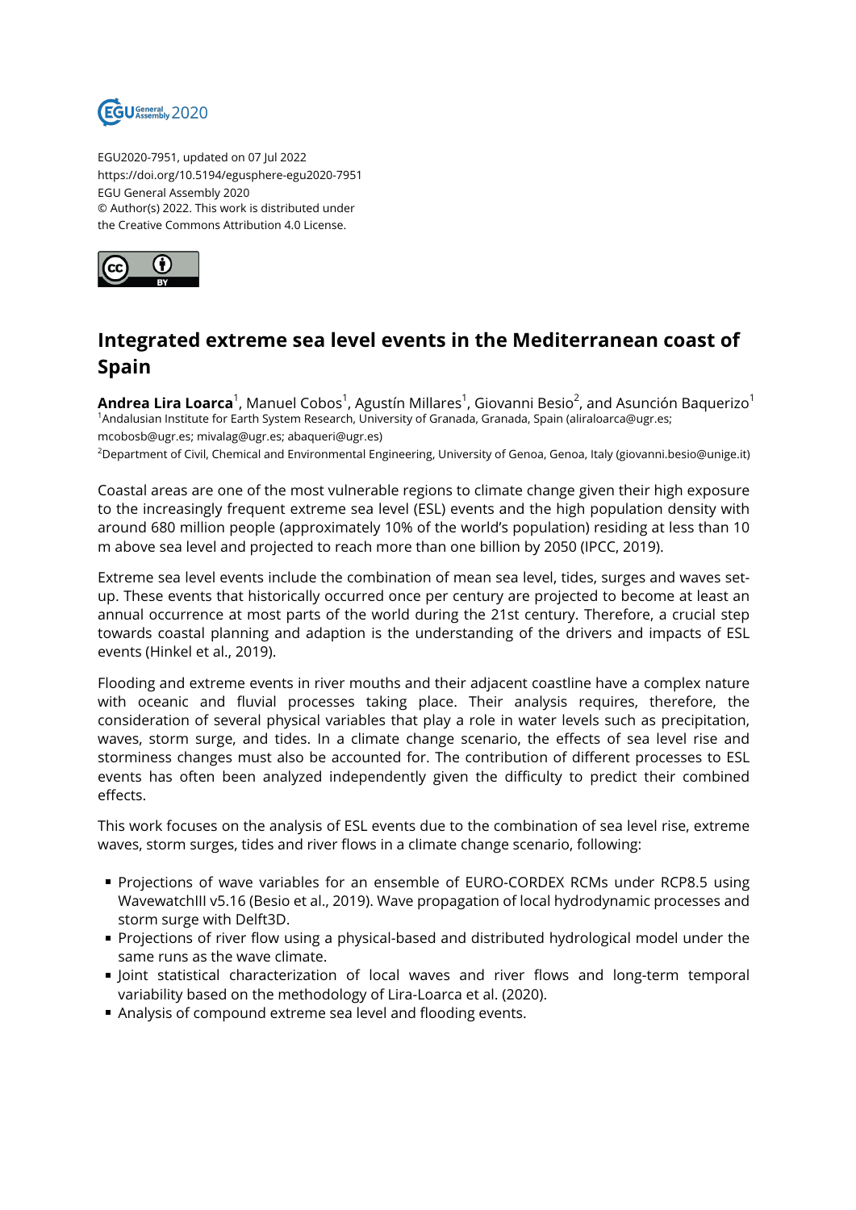EGU2020-7951, updated on 07 Jul 2022
https://doi.org/10.5194/egusphere-egu2020-7951
EGU General Assembly 2020
© Author(s) 2022. This work is distributed under
the Creative Commons Attribution 4.0 License.

# Integrated extreme sea level events in the Mediterranean coast of Spain

**Andrea Lira Loarca**[1], Manuel Cobos[1], Agustín Millares[1], Giovanni Besio[2], and Asunción Baquerizo[1]

[1]Andalusian Institute for Earth System Research, University of Granada, Granada, Spain (aliraloarca@ugr.es; mcobosb@ugr.es; mivalag@ugr.es; abaqueri@ugr.es)

[2]Department of Civil, Chemical and Environmental Engineering, University of Genoa, Genoa, Italy (giovanni.besio@unige.it)

Coastal areas are one of the most vulnerable regions to climate change given their high exposure to the increasingly frequent extreme sea level (ESL) events and the high population density with around 680 million people (approximately 10% of the world's population) residing at less than 10 m above sea level and projected to reach more than one billion by 2050 (IPCC, 2019).

Extreme sea level events include the combination of mean sea level, tides, surges and waves set-up. These events that historically occurred once per century are projected to become at least an annual occurrence at most parts of the world during the 21st century. Therefore, a crucial step towards coastal planning and adaption is the understanding of the drivers and impacts of ESL events (Hinkel et al., 2019).

Flooding and extreme events in river mouths and their adjacent coastline have a complex nature with oceanic and fluvial processes taking place. Their analysis requires, therefore, the consideration of several physical variables that play a role in water levels such as precipitation, waves, storm surge, and tides. In a climate change scenario, the effects of sea level rise and storminess changes must also be accounted for. The contribution of different processes to ESL events has often been analyzed independently given the difficulty to predict their combined effects.

This work focuses on the analysis of ESL events due to the combination of sea level rise, extreme waves, storm surges, tides and river flows in a climate change scenario, following:

- Projections of wave variables for an ensemble of EURO-CORDEX RCMs under RCP8.5 using WavewatchIII v5.16 (Besio et al., 2019). Wave propagation of local hydrodynamic processes and storm surge with Delft3D.
- Projections of river flow using a physical-based and distributed hydrological model under the same runs as the wave climate.
- Joint statistical characterization of local waves and river flows and long-term temporal variability based on the methodology of Lira-Loarca et al. (2020).
- Analysis of compound extreme sea level and flooding events.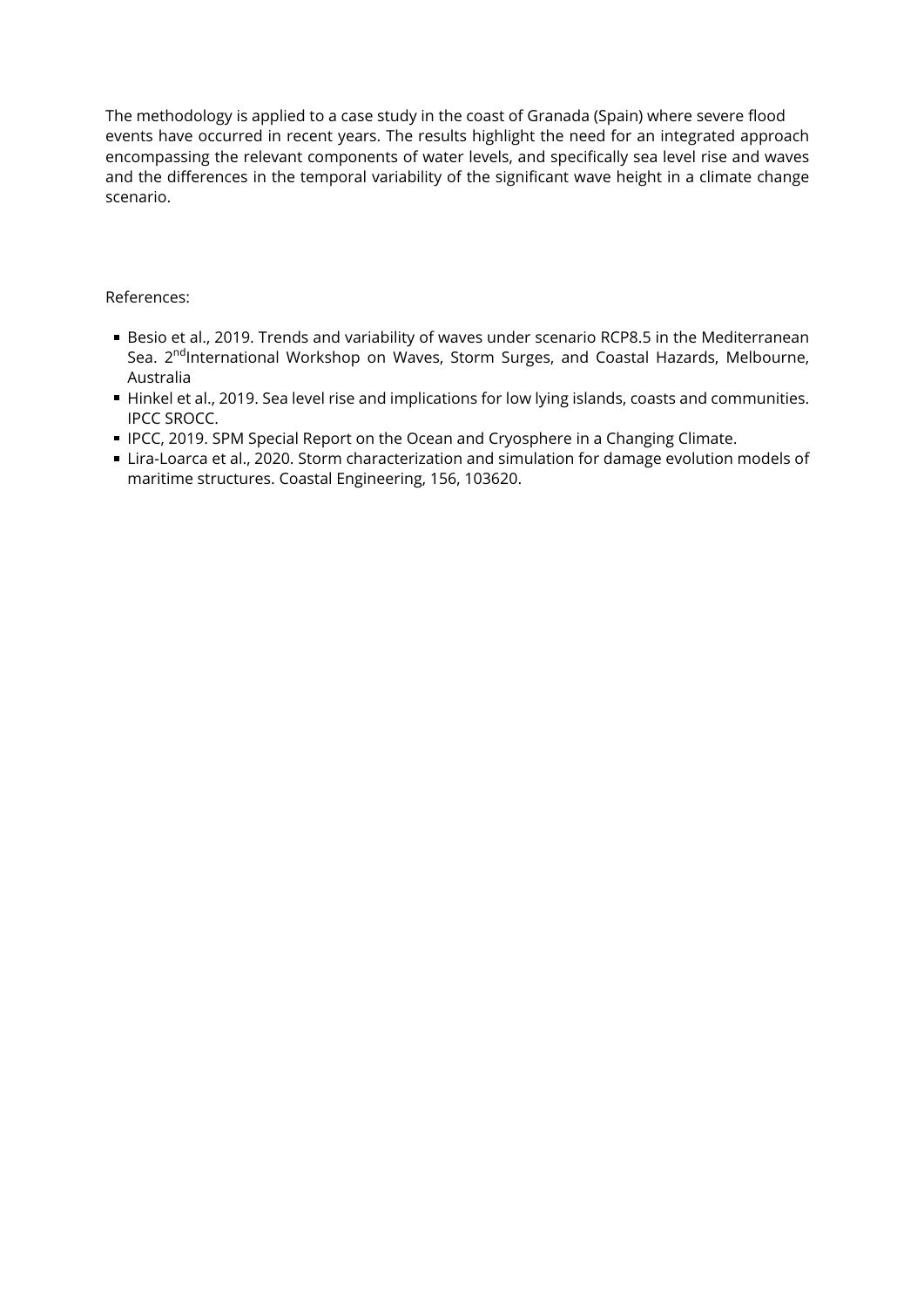The methodology is applied to a case study in the coast of Granada (Spain) where severe flood events have occurred in recent years. The results highlight the need for an integrated approach encompassing the relevant components of water levels, and specifically sea level rise and waves and the differences in the temporal variability of the significant wave height in a climate change scenario.

References:

- Besio et al., 2019. Trends and variability of waves under scenario RCP8.5 in the Mediterranean Sea. 2nd International Workshop on Waves, Storm Surges, and Coastal Hazards, Melbourne, Australia
- Hinkel et al., 2019. Sea level rise and implications for low lying islands, coasts and communities. IPCC SROCC.
- IPCC, 2019. SPM Special Report on the Ocean and Cryosphere in a Changing Climate.
- Lira-Loarca et al., 2020. Storm characterization and simulation for damage evolution models of maritime structures. Coastal Engineering, 156, 103620.